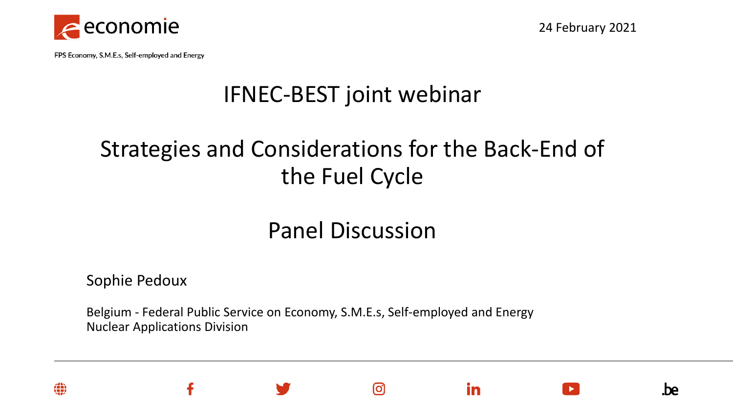economie

FPS Economy, S.M.E.s, Self-employed and Energy

24 February 2021

# IFNEC-BEST joint webinar

# Strategies and Considerations for the Back-End of the Fuel Cycle

## Panel Discussion

Sophie Pedoux

Belgium - Federal Public Service on Economy, S.M.E.s, Self-employed and Energy
Nuclear Applications Division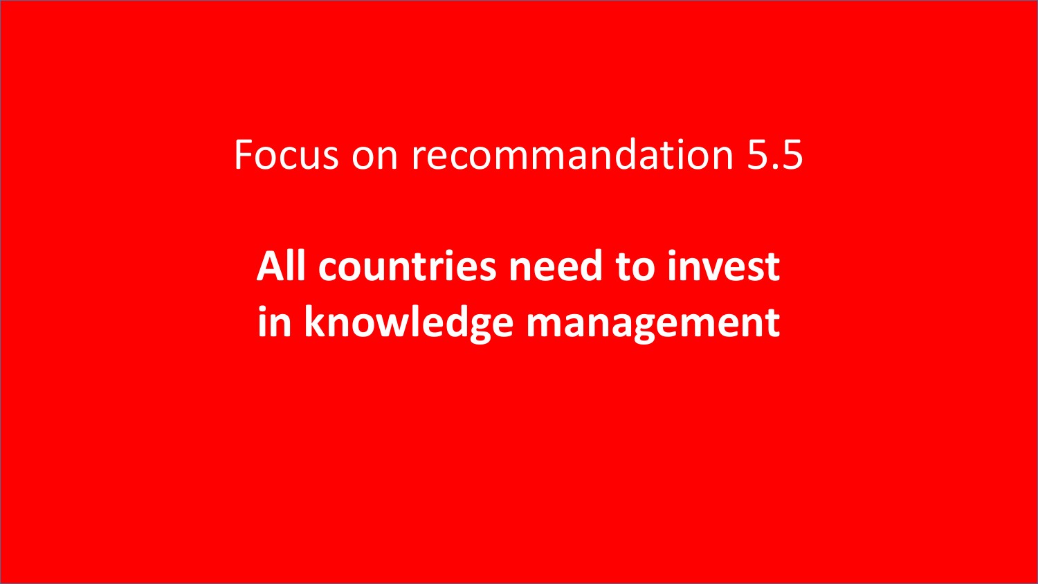Focus on recommandation 5.5

# All countries need to invest in knowledge management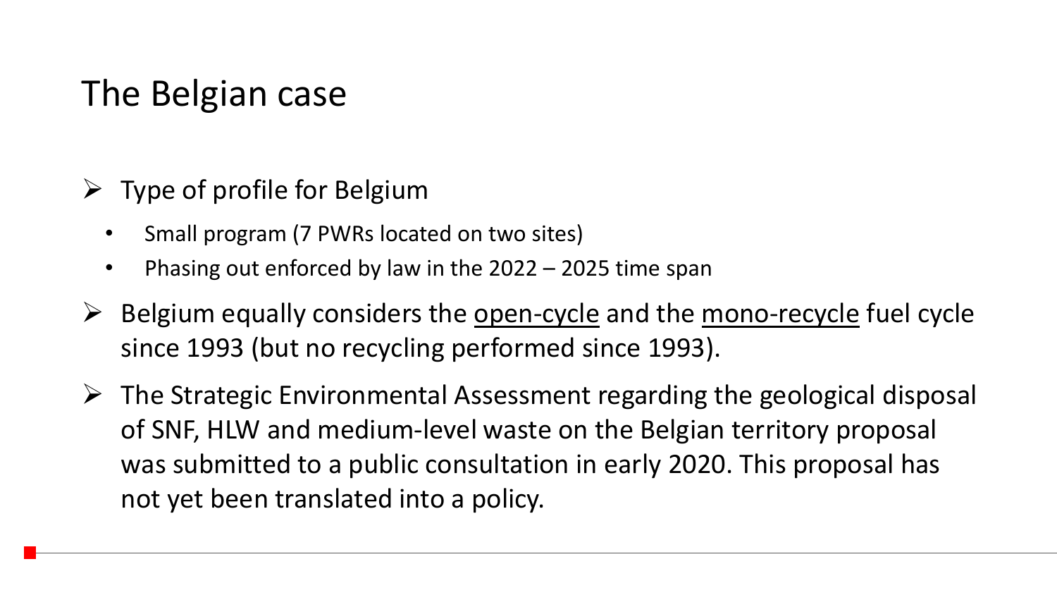# The Belgian case

- Type of profile for Belgium
  - Small program (7 PWRs located on two sites)
  - Phasing out enforced by law in the 2022 – 2025 time span
- Belgium equally considers the <u>open-cycle</u> and the <u>mono-recycle</u> fuel cycle since 1993 (but no recycling performed since 1993).
- The Strategic Environmental Assessment regarding the geological disposal of SNF, HLW and medium-level waste on the Belgian territory proposal was submitted to a public consultation in early 2020. This proposal has not yet been translated into a policy.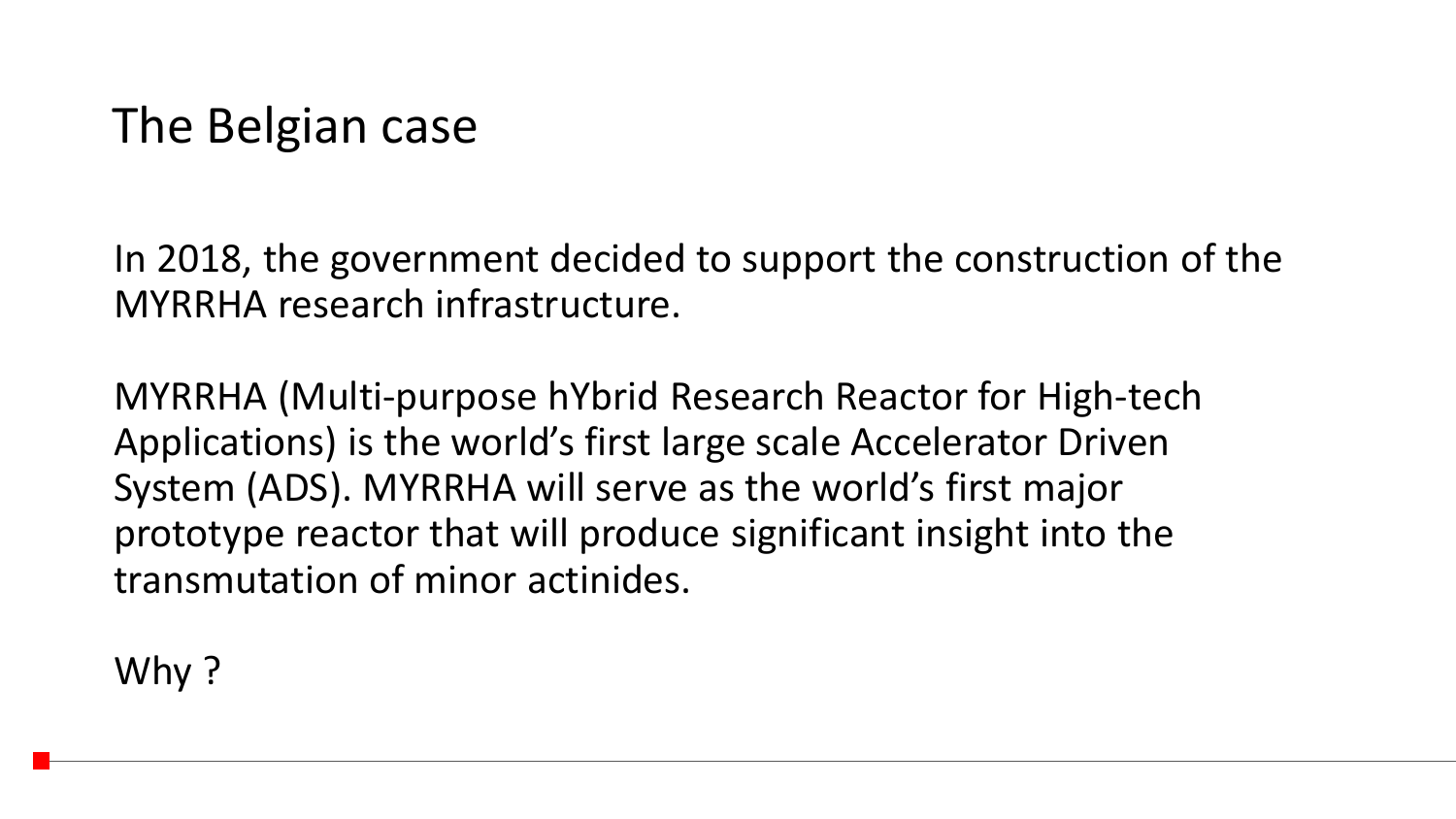# The Belgian case

In 2018, the government decided to support the construction of the MYRRHA research infrastructure.

MYRRHA (Multi-purpose hYbrid Research Reactor for High-tech Applications) is the world's first large scale Accelerator Driven System (ADS). MYRRHA will serve as the world's first major prototype reactor that will produce significant insight into the transmutation of minor actinides.

Why ?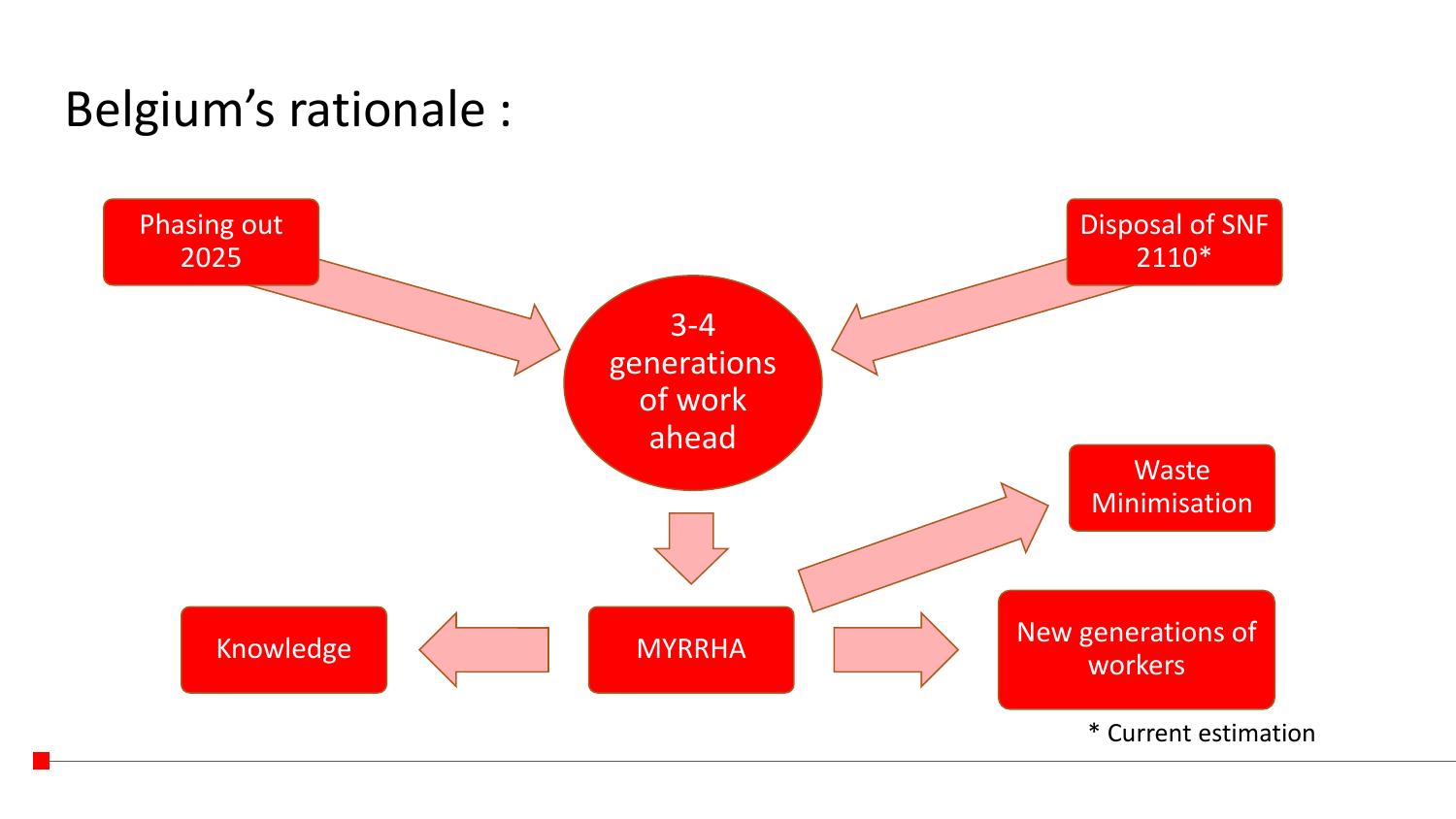# Belgium's rationale :

- Phasing out 2025
- Disposal of SNF 2110*
- 3-4 generations of work ahead
- MYRRHA
- Knowledge
- Waste Minimisation
- New generations of workers

* Current estimation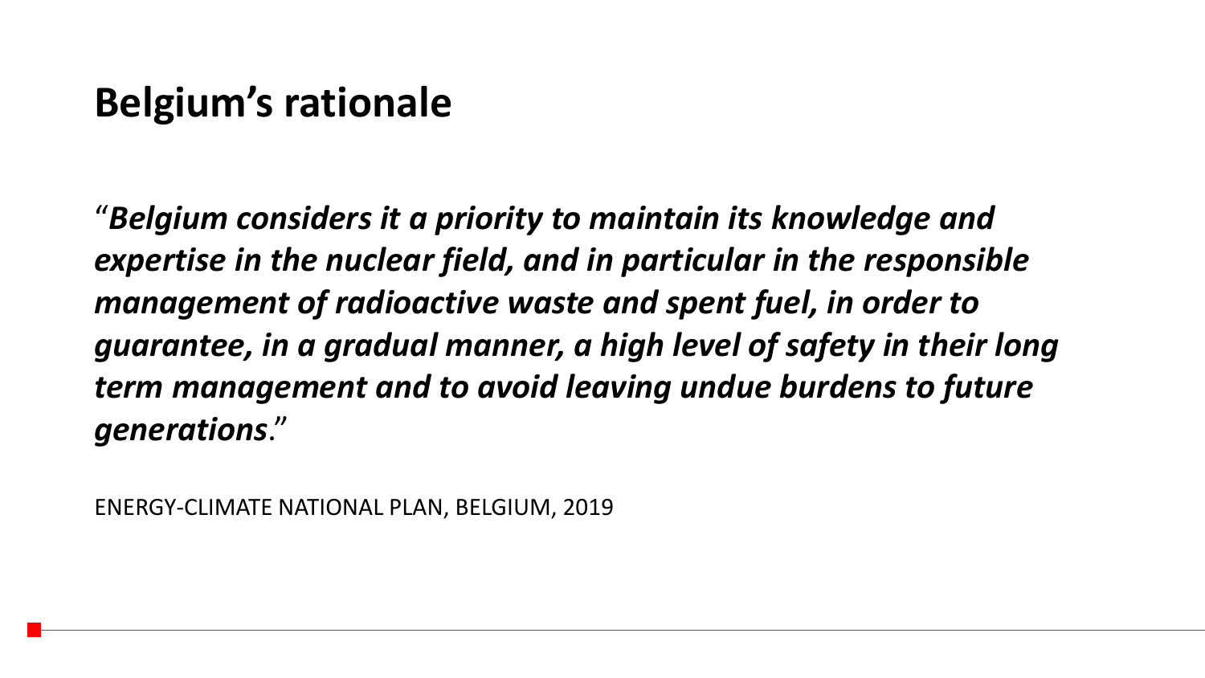# Belgium's rationale

"***Belgium considers it a priority to maintain its knowledge and expertise in the nuclear field, and in particular in the responsible management of radioactive waste and spent fuel, in order to guarantee, in a gradual manner, a high level of safety in their long term management and to avoid leaving undue burdens to future generations***."

ENERGY-CLIMATE NATIONAL PLAN, BELGIUM, 2019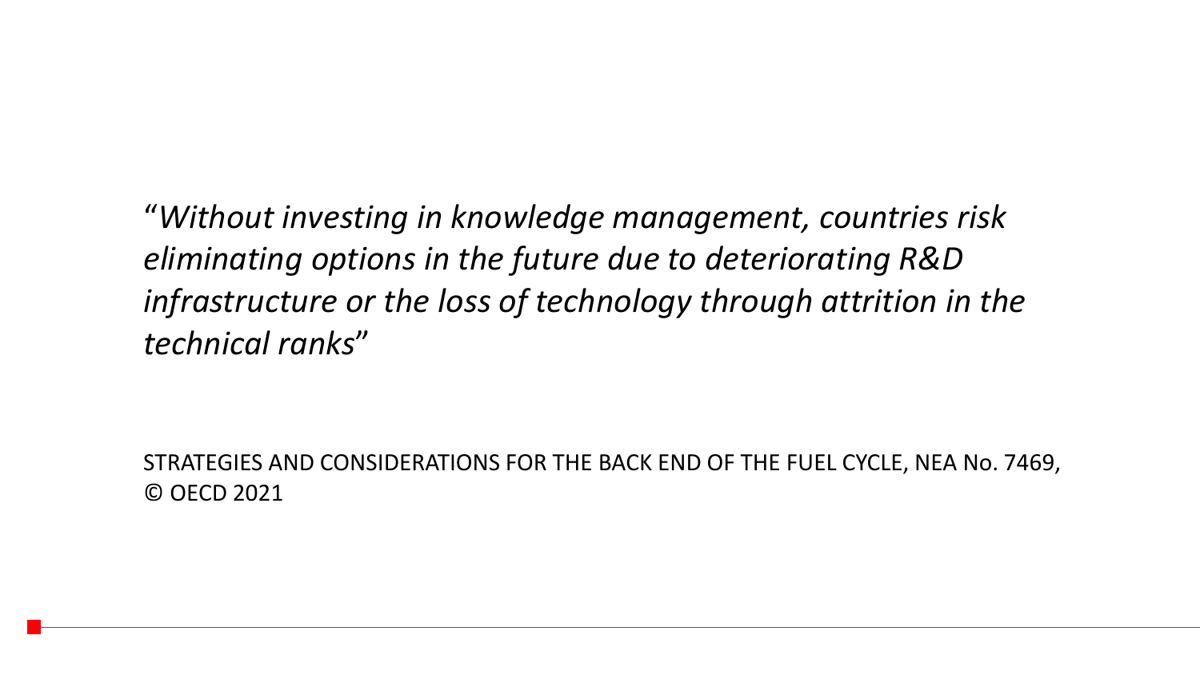"*Without investing in knowledge management, countries risk eliminating options in the future due to deteriorating R&D infrastructure or the loss of technology through attrition in the technical ranks*"

STRATEGIES AND CONSIDERATIONS FOR THE BACK END OF THE FUEL CYCLE, NEA No. 7469, © OECD 2021